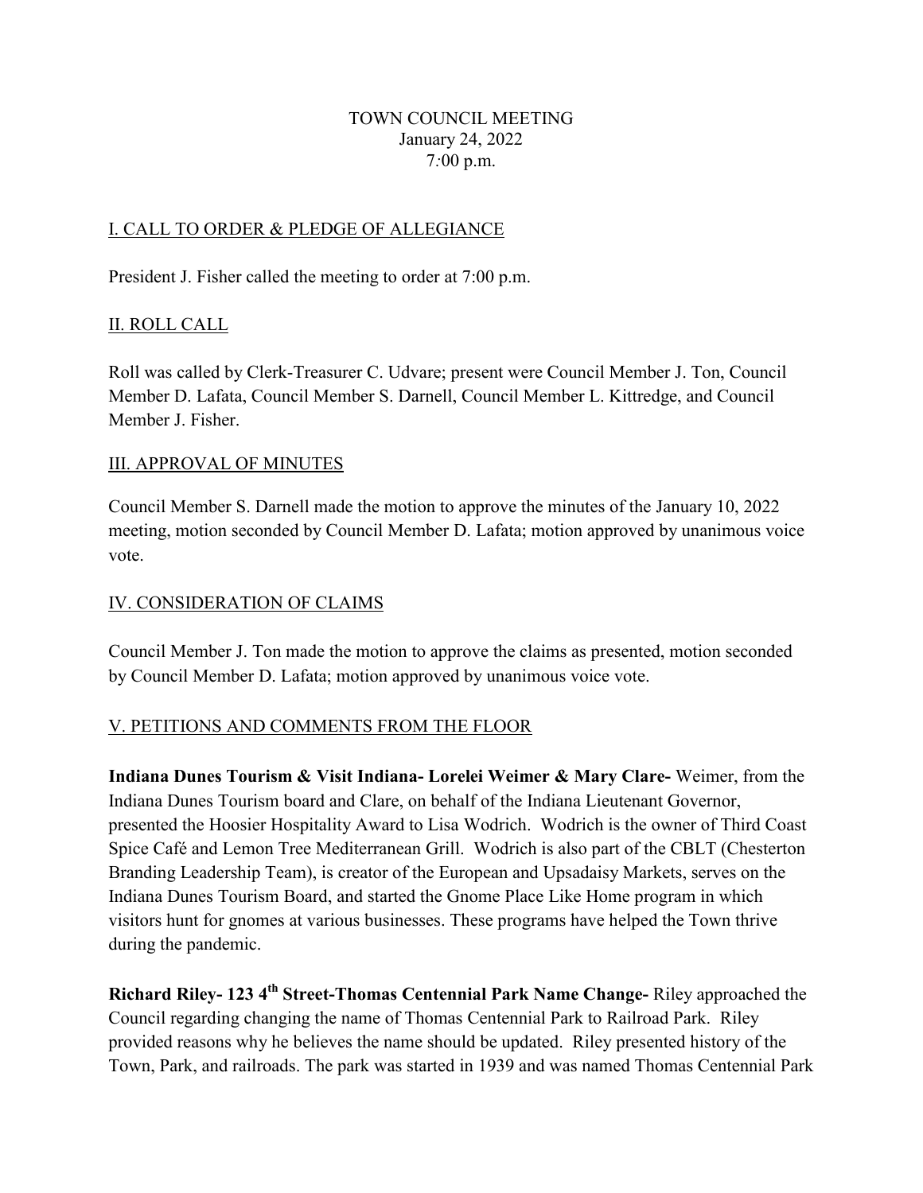TOWN COUNCIL MEETING
January 24, 2022
7:00 p.m.

## I. CALL TO ORDER & PLEDGE OF ALLEGIANCE

President J. Fisher called the meeting to order at 7:00 p.m.

## II. ROLL CALL

Roll was called by Clerk-Treasurer C. Udvare; present were Council Member J. Ton, Council Member D. Lafata, Council Member S. Darnell, Council Member L. Kittredge, and Council Member J. Fisher.

## III. APPROVAL OF MINUTES

Council Member S. Darnell made the motion to approve the minutes of the January 10, 2022 meeting, motion seconded by Council Member D. Lafata; motion approved by unanimous voice vote.

## IV. CONSIDERATION OF CLAIMS

Council Member J. Ton made the motion to approve the claims as presented, motion seconded by Council Member D. Lafata; motion approved by unanimous voice vote.

## V. PETITIONS AND COMMENTS FROM THE FLOOR

**Indiana Dunes Tourism & Visit Indiana- Lorelei Weimer & Mary Clare-** Weimer, from the Indiana Dunes Tourism board and Clare, on behalf of the Indiana Lieutenant Governor, presented the Hoosier Hospitality Award to Lisa Wodrich. Wodrich is the owner of Third Coast Spice Café and Lemon Tree Mediterranean Grill. Wodrich is also part of the CBLT (Chesterton Branding Leadership Team), is creator of the European and Upsadaisy Markets, serves on the Indiana Dunes Tourism Board, and started the Gnome Place Like Home program in which visitors hunt for gnomes at various businesses. These programs have helped the Town thrive during the pandemic.

**Richard Riley- 123 4th Street-Thomas Centennial Park Name Change-** Riley approached the Council regarding changing the name of Thomas Centennial Park to Railroad Park. Riley provided reasons why he believes the name should be updated. Riley presented history of the Town, Park, and railroads. The park was started in 1939 and was named Thomas Centennial Park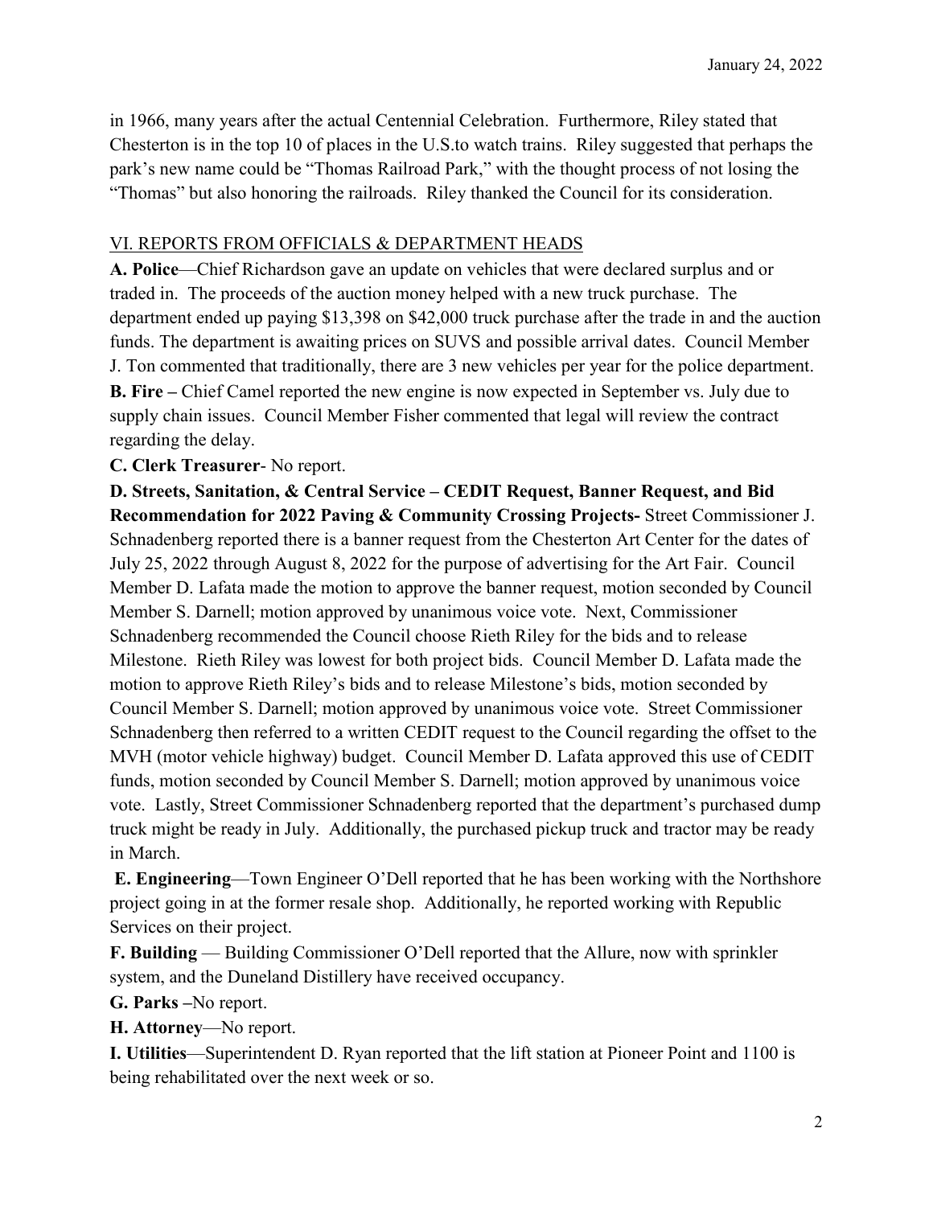in 1966, many years after the actual Centennial Celebration. Furthermore, Riley stated that Chesterton is in the top 10 of places in the U.S.to watch trains. Riley suggested that perhaps the park's new name could be "Thomas Railroad Park," with the thought process of not losing the "Thomas" but also honoring the railroads. Riley thanked the Council for its consideration.

VI. REPORTS FROM OFFICIALS & DEPARTMENT HEADS

**A. Police**—Chief Richardson gave an update on vehicles that were declared surplus and or traded in. The proceeds of the auction money helped with a new truck purchase. The department ended up paying $13,398 on $42,000 truck purchase after the trade in and the auction funds. The department is awaiting prices on SUVS and possible arrival dates. Council Member J. Ton commented that traditionally, there are 3 new vehicles per year for the police department.

**B. Fire –** Chief Camel reported the new engine is now expected in September vs. July due to supply chain issues. Council Member Fisher commented that legal will review the contract regarding the delay.

**C. Clerk Treasurer**- No report.

**D. Streets, Sanitation, & Central Service – CEDIT Request, Banner Request, and Bid Recommendation for 2022 Paving & Community Crossing Projects-** Street Commissioner J. Schnadenberg reported there is a banner request from the Chesterton Art Center for the dates of July 25, 2022 through August 8, 2022 for the purpose of advertising for the Art Fair. Council Member D. Lafata made the motion to approve the banner request, motion seconded by Council Member S. Darnell; motion approved by unanimous voice vote. Next, Commissioner Schnadenberg recommended the Council choose Rieth Riley for the bids and to release Milestone. Rieth Riley was lowest for both project bids. Council Member D. Lafata made the motion to approve Rieth Riley's bids and to release Milestone's bids, motion seconded by Council Member S. Darnell; motion approved by unanimous voice vote. Street Commissioner Schnadenberg then referred to a written CEDIT request to the Council regarding the offset to the MVH (motor vehicle highway) budget. Council Member D. Lafata approved this use of CEDIT funds, motion seconded by Council Member S. Darnell; motion approved by unanimous voice vote. Lastly, Street Commissioner Schnadenberg reported that the department's purchased dump truck might be ready in July. Additionally, the purchased pickup truck and tractor may be ready in March.

**E. Engineering**—Town Engineer O'Dell reported that he has been working with the Northshore project going in at the former resale shop. Additionally, he reported working with Republic Services on their project.

**F. Building** — Building Commissioner O'Dell reported that the Allure, now with sprinkler system, and the Duneland Distillery have received occupancy.

**G. Parks –**No report.

**H. Attorney**—No report.

**I. Utilities**—Superintendent D. Ryan reported that the lift station at Pioneer Point and 1100 is being rehabilitated over the next week or so.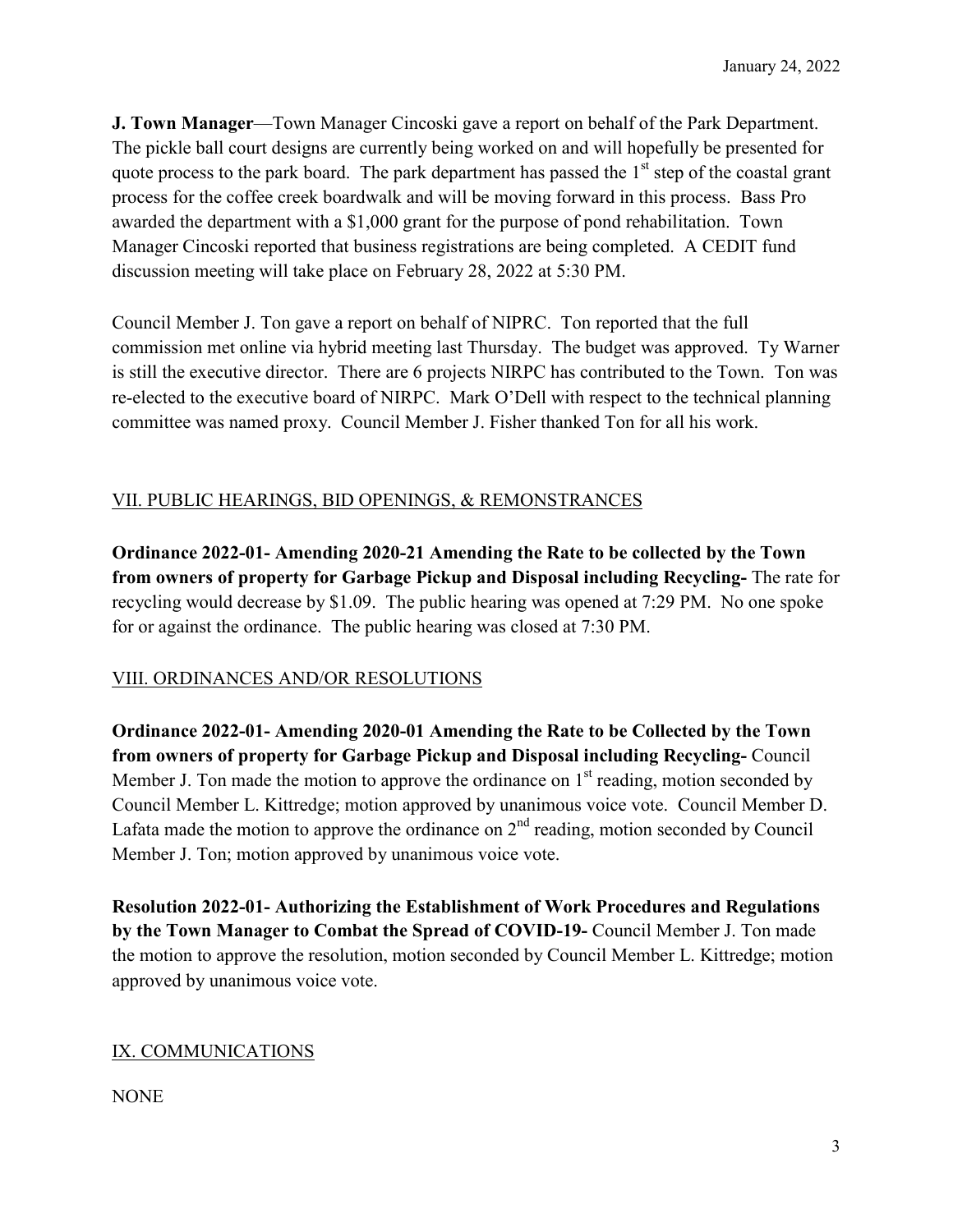**J. Town Manager**—Town Manager Cincoski gave a report on behalf of the Park Department. The pickle ball court designs are currently being worked on and will hopefully be presented for quote process to the park board. The park department has passed the 1st step of the coastal grant process for the coffee creek boardwalk and will be moving forward in this process. Bass Pro awarded the department with a $1,000 grant for the purpose of pond rehabilitation. Town Manager Cincoski reported that business registrations are being completed. A CEDIT fund discussion meeting will take place on February 28, 2022 at 5:30 PM.

Council Member J. Ton gave a report on behalf of NIPRC. Ton reported that the full commission met online via hybrid meeting last Thursday. The budget was approved. Ty Warner is still the executive director. There are 6 projects NIRPC has contributed to the Town. Ton was re-elected to the executive board of NIRPC. Mark O'Dell with respect to the technical planning committee was named proxy. Council Member J. Fisher thanked Ton for all his work.

## VII. PUBLIC HEARINGS, BID OPENINGS, & REMONSTRANCES

**Ordinance 2022-01- Amending 2020-21 Amending the Rate to be collected by the Town from owners of property for Garbage Pickup and Disposal including Recycling-** The rate for recycling would decrease by $1.09. The public hearing was opened at 7:29 PM. No one spoke for or against the ordinance. The public hearing was closed at 7:30 PM.

## VIII. ORDINANCES AND/OR RESOLUTIONS

**Ordinance 2022-01- Amending 2020-01 Amending the Rate to be Collected by the Town from owners of property for Garbage Pickup and Disposal including Recycling-** Council Member J. Ton made the motion to approve the ordinance on 1st reading, motion seconded by Council Member L. Kittredge; motion approved by unanimous voice vote. Council Member D. Lafata made the motion to approve the ordinance on 2nd reading, motion seconded by Council Member J. Ton; motion approved by unanimous voice vote.

**Resolution 2022-01- Authorizing the Establishment of Work Procedures and Regulations by the Town Manager to Combat the Spread of COVID-19-** Council Member J. Ton made the motion to approve the resolution, motion seconded by Council Member L. Kittredge; motion approved by unanimous voice vote.

## IX. COMMUNICATIONS

NONE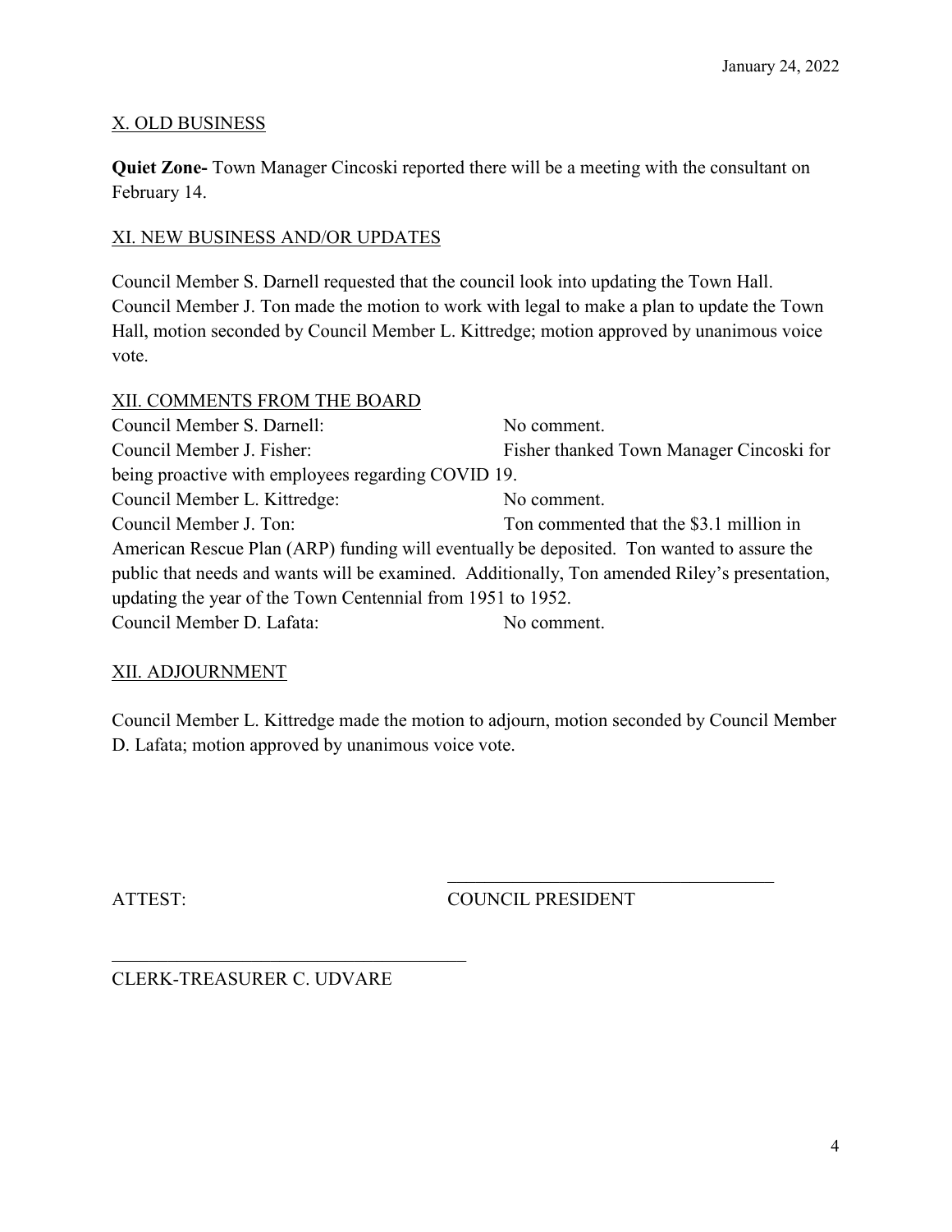January 24, 2022

## X. OLD BUSINESS

**Quiet Zone-** Town Manager Cincoski reported there will be a meeting with the consultant on February 14.

## XI. NEW BUSINESS AND/OR UPDATES

Council Member S. Darnell requested that the council look into updating the Town Hall. Council Member J. Ton made the motion to work with legal to make a plan to update the Town Hall, motion seconded by Council Member L. Kittredge; motion approved by unanimous voice vote.

## XII. COMMENTS FROM THE BOARD

Council Member S. Darnell: No comment.

Council Member J. Fisher: Fisher thanked Town Manager Cincoski for being proactive with employees regarding COVID 19.

Council Member L. Kittredge: No comment.

Council Member J. Ton: Ton commented that the $3.1 million in American Rescue Plan (ARP) funding will eventually be deposited. Ton wanted to assure the public that needs and wants will be examined. Additionally, Ton amended Riley's presentation, updating the year of the Town Centennial from 1951 to 1952.

Council Member D. Lafata: No comment.

## XII. ADJOURNMENT

Council Member L. Kittredge made the motion to adjourn, motion seconded by Council Member D. Lafata; motion approved by unanimous voice vote.

ATTEST:

\_\_\_\_\_\_\_\_\_\_\_\_\_\_\_\_\_\_\_\_\_\_\_\_\_\_\_\_\_\_\_\_\_\_\_\_
COUNCIL PRESIDENT

\_\_\_\_\_\_\_\_\_\_\_\_\_\_\_\_\_\_\_\_\_\_\_\_\_\_\_\_\_\_\_\_\_\_\_\_
CLERK-TREASURER C. UDVARE